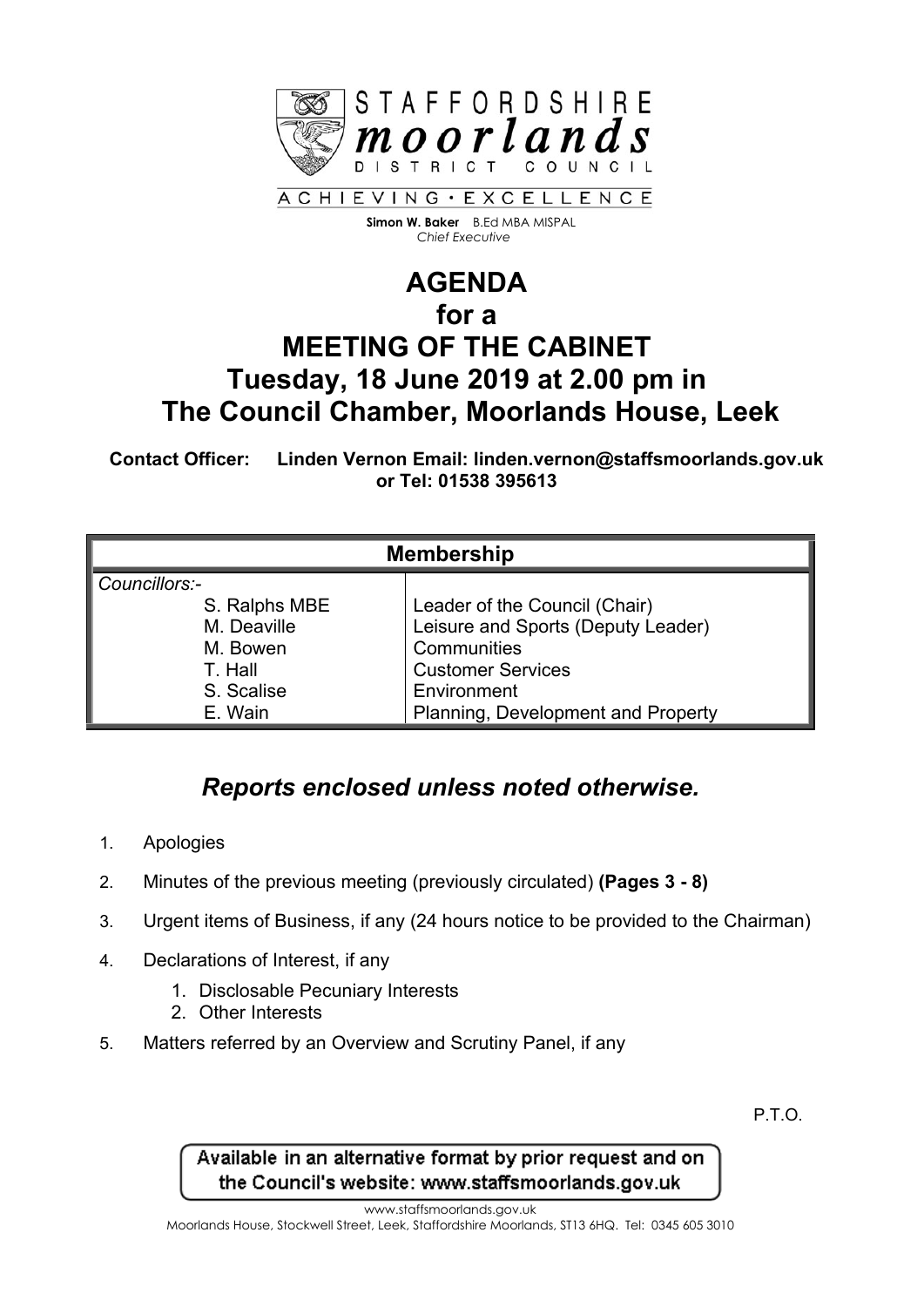STAFFORDSHIRE
**moorlands**
DISTRICT COUNCIL

ACHIEVING • EXCELLENCE

**Simon W. Baker** B.Ed MBA MISPAL
*Chief Executive*

# AGENDA
# for a
# MEETING OF THE CABINET
# Tuesday, 18 June 2019 at 2.00 pm in
# The Council Chamber, Moorlands House, Leek

**Contact Officer: Linden Vernon Email: linden.vernon@staffsmoorlands.gov.uk or Tel: 01538 395613**

| Membership | |
|---|---|
| *Councillors:-* | |
| S. Ralphs MBE | Leader of the Council (Chair) |
| M. Deaville | Leisure and Sports (Deputy Leader) |
| M. Bowen | Communities |
| T. Hall | Customer Services |
| S. Scalise | Environment |
| E. Wain | Planning, Development and Property |

## *Reports enclosed unless noted otherwise.*

1. Apologies
2. Minutes of the previous meeting (previously circulated) **(Pages 3 - 8)**
3. Urgent items of Business, if any (24 hours notice to be provided to the Chairman)
4. Declarations of Interest, if any
    1. Disclosable Pecuniary Interests
    2. Other Interests
5. Matters referred by an Overview and Scrutiny Panel, if any

P.T.O.

Available in an alternative format by prior request and on the Council's website: www.staffsmoorlands.gov.uk

www.staffsmoorlands.gov.uk
Moorlands House, Stockwell Street, Leek, Staffordshire Moorlands, ST13 6HQ. Tel: 0345 605 3010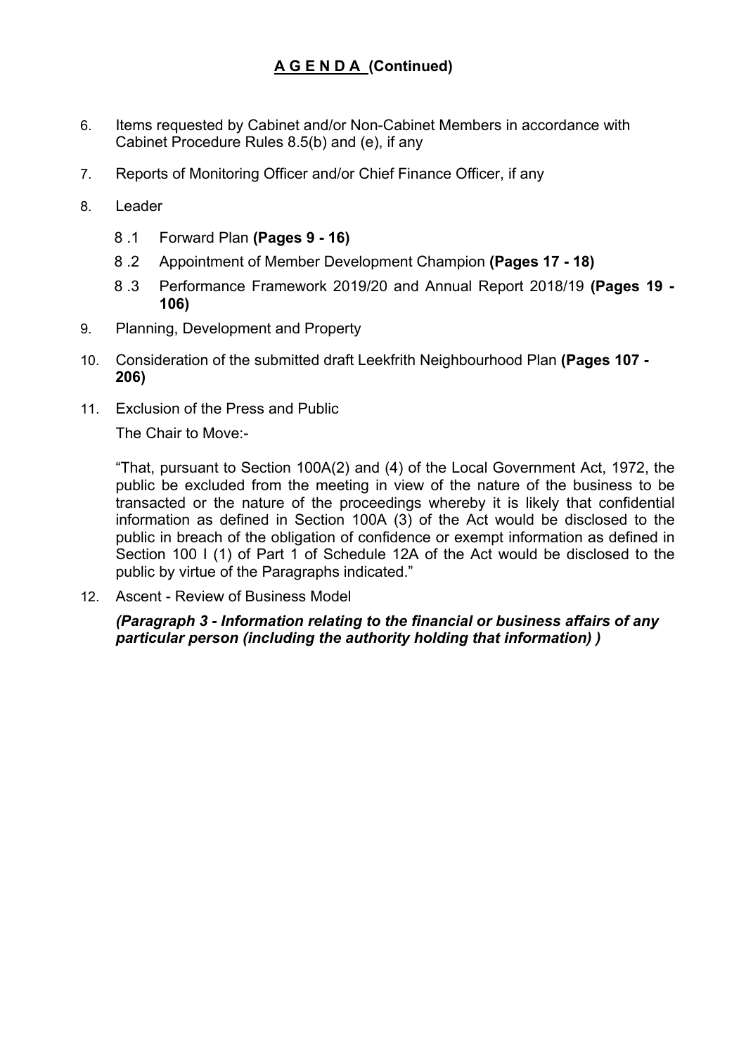## A G E N D A (Continued)

6. Items requested by Cabinet and/or Non-Cabinet Members in accordance with Cabinet Procedure Rules 8.5(b) and (e), if any

7. Reports of Monitoring Officer and/or Chief Finance Officer, if any

8. Leader

   8 .1 Forward Plan **(Pages 9 - 16)**

   8 .2 Appointment of Member Development Champion **(Pages 17 - 18)**

   8 .3 Performance Framework 2019/20 and Annual Report 2018/19 **(Pages 19 - 106)**

9. Planning, Development and Property

10. Consideration of the submitted draft Leekfrith Neighbourhood Plan **(Pages 107 - 206)**

11. Exclusion of the Press and Public

    The Chair to Move:-

    "That, pursuant to Section 100A(2) and (4) of the Local Government Act, 1972, the public be excluded from the meeting in view of the nature of the business to be transacted or the nature of the proceedings whereby it is likely that confidential information as defined in Section 100A (3) of the Act would be disclosed to the public in breach of the obligation of confidence or exempt information as defined in Section 100 I (1) of Part 1 of Schedule 12A of the Act would be disclosed to the public by virtue of the Paragraphs indicated."

12. Ascent - Review of Business Model

    ***(Paragraph 3 - Information relating to the financial or business affairs of any particular person (including the authority holding that information) )***